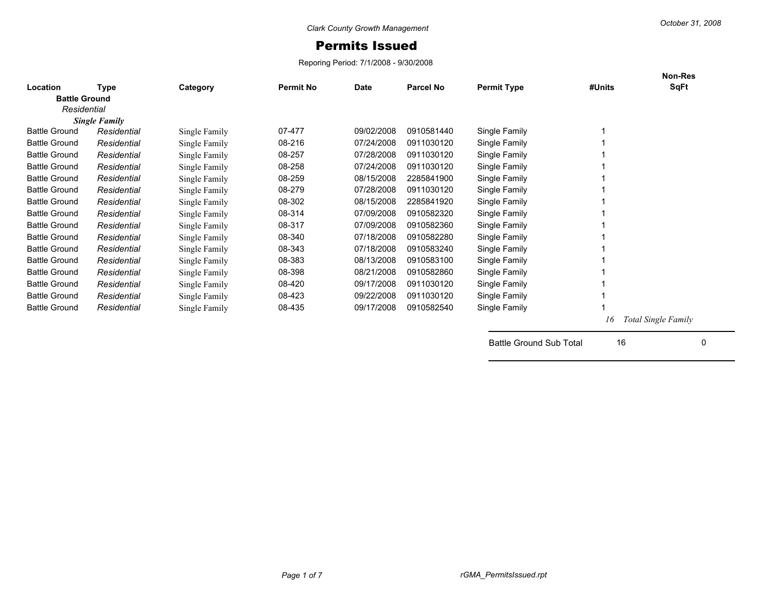Clark County Growth Management

October 31, 2008

# Permits Issued

Reporing Period: 7/1/2008 - 9/30/2008

| Location | Type | Category | Permit No | Date | Parcel No | Permit Type | #Units | Non-Res SqFt |
|---|---|---|---|---|---|---|---|---|
| **Battle Ground** | | | | | | | | |
| *Residential* | | | | | | | | |
| ***Single Family*** | | | | | | | | |
| Battle Ground | *Residential* | Single Family | 07-477 | 09/02/2008 | 0910581440 | Single Family | 1 | |
| Battle Ground | *Residential* | Single Family | 08-216 | 07/24/2008 | 0911030120 | Single Family | 1 | |
| Battle Ground | *Residential* | Single Family | 08-257 | 07/28/2008 | 0911030120 | Single Family | 1 | |
| Battle Ground | *Residential* | Single Family | 08-258 | 07/24/2008 | 0911030120 | Single Family | 1 | |
| Battle Ground | *Residential* | Single Family | 08-259 | 08/15/2008 | 2285841900 | Single Family | 1 | |
| Battle Ground | *Residential* | Single Family | 08-279 | 07/28/2008 | 0911030120 | Single Family | 1 | |
| Battle Ground | *Residential* | Single Family | 08-302 | 08/15/2008 | 2285841920 | Single Family | 1 | |
| Battle Ground | *Residential* | Single Family | 08-314 | 07/09/2008 | 0910582320 | Single Family | 1 | |
| Battle Ground | *Residential* | Single Family | 08-317 | 07/09/2008 | 0910582360 | Single Family | 1 | |
| Battle Ground | *Residential* | Single Family | 08-340 | 07/18/2008 | 0910582280 | Single Family | 1 | |
| Battle Ground | *Residential* | Single Family | 08-343 | 07/18/2008 | 0910583240 | Single Family | 1 | |
| Battle Ground | *Residential* | Single Family | 08-383 | 08/13/2008 | 0910583100 | Single Family | 1 | |
| Battle Ground | *Residential* | Single Family | 08-398 | 08/21/2008 | 0910582860 | Single Family | 1 | |
| Battle Ground | *Residential* | Single Family | 08-420 | 09/17/2008 | 0911030120 | Single Family | 1 | |
| Battle Ground | *Residential* | Single Family | 08-423 | 09/22/2008 | 0911030120 | Single Family | 1 | |
| Battle Ground | *Residential* | Single Family | 08-435 | 09/17/2008 | 0910582540 | Single Family | 1 | |
| | | | | | | | *16* | *Total Single Family* |
| | | | | | | Battle Ground Sub Total | 16 | 0 |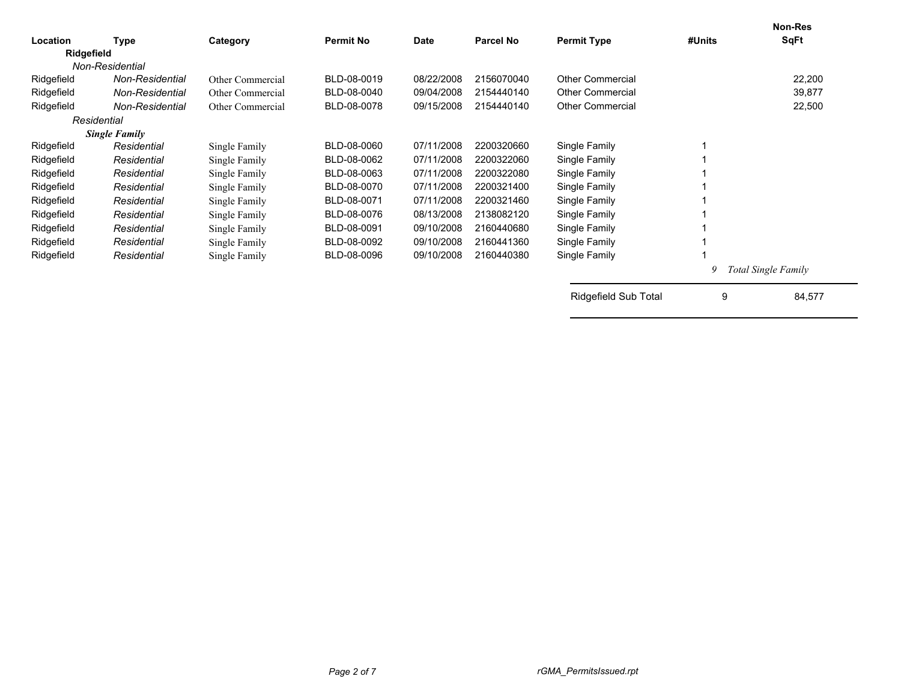| Location | Type | Category | Permit No | Date | Parcel No | Permit Type | #Units | Non-Res SqFt |
|---|---|---|---|---|---|---|---|---|
| **Ridgefield** | | | | | | | | |
| *Non-Residential* | | | | | | | | |
| Ridgefield | *Non-Residential* | Other Commercial | BLD-08-0019 | 08/22/2008 | 2156070040 | Other Commercial | | 22,200 |
| Ridgefield | *Non-Residential* | Other Commercial | BLD-08-0040 | 09/04/2008 | 2154440140 | Other Commercial | | 39,877 |
| Ridgefield | *Non-Residential* | Other Commercial | BLD-08-0078 | 09/15/2008 | 2154440140 | Other Commercial | | 22,500 |
| *Residential* | | | | | | | | |
| ***Single Family*** | | | | | | | | |
| Ridgefield | *Residential* | Single Family | BLD-08-0060 | 07/11/2008 | 2200320660 | Single Family | 1 | |
| Ridgefield | *Residential* | Single Family | BLD-08-0062 | 07/11/2008 | 2200322060 | Single Family | 1 | |
| Ridgefield | *Residential* | Single Family | BLD-08-0063 | 07/11/2008 | 2200322080 | Single Family | 1 | |
| Ridgefield | *Residential* | Single Family | BLD-08-0070 | 07/11/2008 | 2200321400 | Single Family | 1 | |
| Ridgefield | *Residential* | Single Family | BLD-08-0071 | 07/11/2008 | 2200321460 | Single Family | 1 | |
| Ridgefield | *Residential* | Single Family | BLD-08-0076 | 08/13/2008 | 2138082120 | Single Family | 1 | |
| Ridgefield | *Residential* | Single Family | BLD-08-0091 | 09/10/2008 | 2160440680 | Single Family | 1 | |
| Ridgefield | *Residential* | Single Family | BLD-08-0092 | 09/10/2008 | 2160441360 | Single Family | 1 | |
| Ridgefield | *Residential* | Single Family | BLD-08-0096 | 09/10/2008 | 2160440380 | Single Family | 1 | |
| | | | | | | | *9* | *Total Single Family* |
| | | | | | | Ridgefield Sub Total | 9 | 84,577 |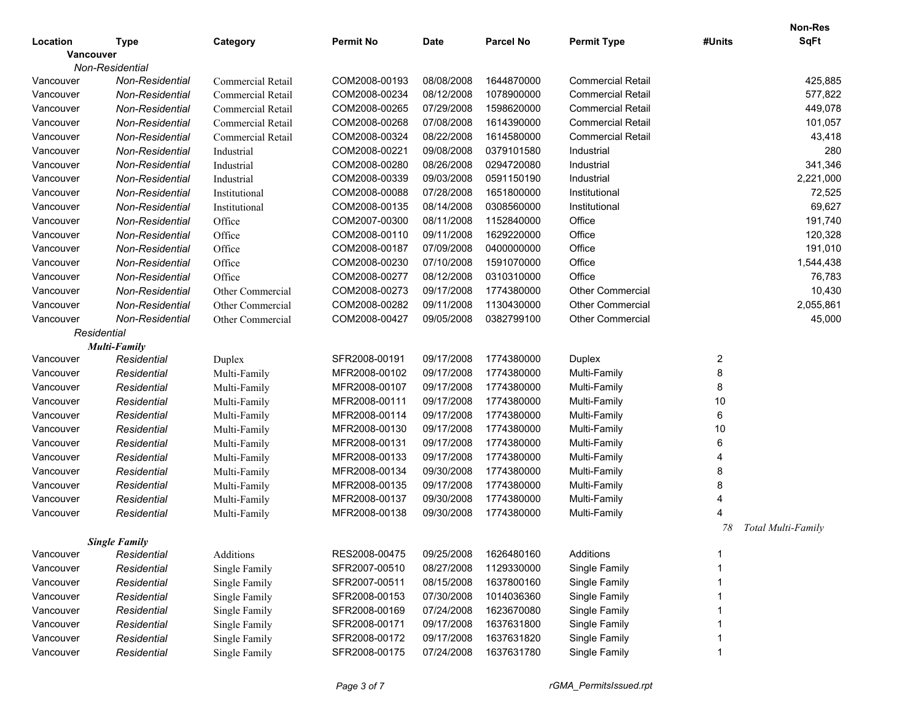| Location | Type | Category | Permit No | Date | Parcel No | Permit Type | #Units | Non-Res SqFt |
|---|---|---|---|---|---|---|---|---|
| **Vancouver** | | | | | | | | |
| *Non-Residential* | | | | | | | | |
| Vancouver | *Non-Residential* | Commercial Retail | COM2008-00193 | 08/08/2008 | 1644870000 | Commercial Retail | | 425,885 |
| Vancouver | *Non-Residential* | Commercial Retail | COM2008-00234 | 08/12/2008 | 1078900000 | Commercial Retail | | 577,822 |
| Vancouver | *Non-Residential* | Commercial Retail | COM2008-00265 | 07/29/2008 | 1598620000 | Commercial Retail | | 449,078 |
| Vancouver | *Non-Residential* | Commercial Retail | COM2008-00268 | 07/08/2008 | 1614390000 | Commercial Retail | | 101,057 |
| Vancouver | *Non-Residential* | Commercial Retail | COM2008-00324 | 08/22/2008 | 1614580000 | Commercial Retail | | 43,418 |
| Vancouver | *Non-Residential* | Industrial | COM2008-00221 | 09/08/2008 | 0379101580 | Industrial | | 280 |
| Vancouver | *Non-Residential* | Industrial | COM2008-00280 | 08/26/2008 | 0294720080 | Industrial | | 341,346 |
| Vancouver | *Non-Residential* | Industrial | COM2008-00339 | 09/03/2008 | 0591150190 | Industrial | | 2,221,000 |
| Vancouver | *Non-Residential* | Institutional | COM2008-00088 | 07/28/2008 | 1651800000 | Institutional | | 72,525 |
| Vancouver | *Non-Residential* | Institutional | COM2008-00135 | 08/14/2008 | 0308560000 | Institutional | | 69,627 |
| Vancouver | *Non-Residential* | Office | COM2007-00300 | 08/11/2008 | 1152840000 | Office | | 191,740 |
| Vancouver | *Non-Residential* | Office | COM2008-00110 | 09/11/2008 | 1629220000 | Office | | 120,328 |
| Vancouver | *Non-Residential* | Office | COM2008-00187 | 07/09/2008 | 0400000000 | Office | | 191,010 |
| Vancouver | *Non-Residential* | Office | COM2008-00230 | 07/10/2008 | 1591070000 | Office | | 1,544,438 |
| Vancouver | *Non-Residential* | Office | COM2008-00277 | 08/12/2008 | 0310310000 | Office | | 76,783 |
| Vancouver | *Non-Residential* | Other Commercial | COM2008-00273 | 09/17/2008 | 1774380000 | Other Commercial | | 10,430 |
| Vancouver | *Non-Residential* | Other Commercial | COM2008-00282 | 09/11/2008 | 1130430000 | Other Commercial | | 2,055,861 |
| Vancouver | *Non-Residential* | Other Commercial | COM2008-00427 | 09/05/2008 | 0382799100 | Other Commercial | | 45,000 |
| *Residential* | | | | | | | | |
| ***Multi-Family*** | | | | | | | | |
| Vancouver | *Residential* | Duplex | SFR2008-00191 | 09/17/2008 | 1774380000 | Duplex | 2 | |
| Vancouver | *Residential* | Multi-Family | MFR2008-00102 | 09/17/2008 | 1774380000 | Multi-Family | 8 | |
| Vancouver | *Residential* | Multi-Family | MFR2008-00107 | 09/17/2008 | 1774380000 | Multi-Family | 8 | |
| Vancouver | *Residential* | Multi-Family | MFR2008-00111 | 09/17/2008 | 1774380000 | Multi-Family | 10 | |
| Vancouver | *Residential* | Multi-Family | MFR2008-00114 | 09/17/2008 | 1774380000 | Multi-Family | 6 | |
| Vancouver | *Residential* | Multi-Family | MFR2008-00130 | 09/17/2008 | 1774380000 | Multi-Family | 10 | |
| Vancouver | *Residential* | Multi-Family | MFR2008-00131 | 09/17/2008 | 1774380000 | Multi-Family | 6 | |
| Vancouver | *Residential* | Multi-Family | MFR2008-00133 | 09/17/2008 | 1774380000 | Multi-Family | 4 | |
| Vancouver | *Residential* | Multi-Family | MFR2008-00134 | 09/30/2008 | 1774380000 | Multi-Family | 8 | |
| Vancouver | *Residential* | Multi-Family | MFR2008-00135 | 09/17/2008 | 1774380000 | Multi-Family | 8 | |
| Vancouver | *Residential* | Multi-Family | MFR2008-00137 | 09/30/2008 | 1774380000 | Multi-Family | 4 | |
| Vancouver | *Residential* | Multi-Family | MFR2008-00138 | 09/30/2008 | 1774380000 | Multi-Family | 4 | |
| | | | | | | | *78* | *Total Multi-Family* |
| ***Single Family*** | | | | | | | | |
| Vancouver | *Residential* | Additions | RES2008-00475 | 09/25/2008 | 1626480160 | Additions | 1 | |
| Vancouver | *Residential* | Single Family | SFR2007-00510 | 08/27/2008 | 1129330000 | Single Family | 1 | |
| Vancouver | *Residential* | Single Family | SFR2007-00511 | 08/15/2008 | 1637800160 | Single Family | 1 | |
| Vancouver | *Residential* | Single Family | SFR2008-00153 | 07/30/2008 | 1014036360 | Single Family | 1 | |
| Vancouver | *Residential* | Single Family | SFR2008-00169 | 07/24/2008 | 1623670080 | Single Family | 1 | |
| Vancouver | *Residential* | Single Family | SFR2008-00171 | 09/17/2008 | 1637631800 | Single Family | 1 | |
| Vancouver | *Residential* | Single Family | SFR2008-00172 | 09/17/2008 | 1637631820 | Single Family | 1 | |
| Vancouver | *Residential* | Single Family | SFR2008-00175 | 07/24/2008 | 1637631780 | Single Family | 1 | |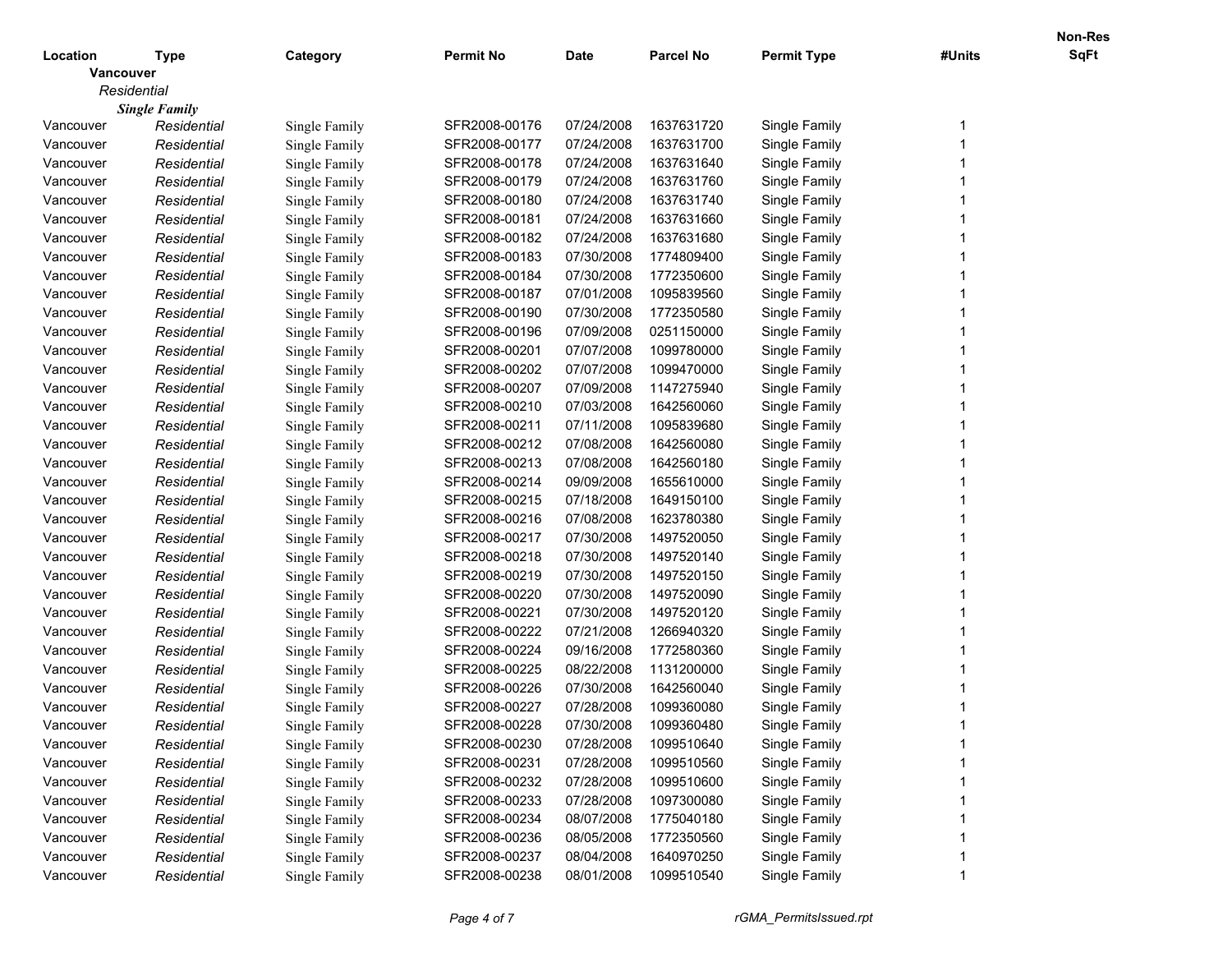| Location | Type | Category | Permit No | Date | Parcel No | Permit Type | #Units | Non-Res SqFt |
|---|---|---|---|---|---|---|---|---|
| **Vancouver** | | | | | | | | |
| *Residential* | | | | | | | | |
| ***Single Family*** | | | | | | | | |
| Vancouver | *Residential* | Single Family | SFR2008-00176 | 07/24/2008 | 1637631720 | Single Family | 1 | |
| Vancouver | *Residential* | Single Family | SFR2008-00177 | 07/24/2008 | 1637631700 | Single Family | 1 | |
| Vancouver | *Residential* | Single Family | SFR2008-00178 | 07/24/2008 | 1637631640 | Single Family | 1 | |
| Vancouver | *Residential* | Single Family | SFR2008-00179 | 07/24/2008 | 1637631760 | Single Family | 1 | |
| Vancouver | *Residential* | Single Family | SFR2008-00180 | 07/24/2008 | 1637631740 | Single Family | 1 | |
| Vancouver | *Residential* | Single Family | SFR2008-00181 | 07/24/2008 | 1637631660 | Single Family | 1 | |
| Vancouver | *Residential* | Single Family | SFR2008-00182 | 07/24/2008 | 1637631680 | Single Family | 1 | |
| Vancouver | *Residential* | Single Family | SFR2008-00183 | 07/30/2008 | 1774809400 | Single Family | 1 | |
| Vancouver | *Residential* | Single Family | SFR2008-00184 | 07/30/2008 | 1772350600 | Single Family | 1 | |
| Vancouver | *Residential* | Single Family | SFR2008-00187 | 07/01/2008 | 1095839560 | Single Family | 1 | |
| Vancouver | *Residential* | Single Family | SFR2008-00190 | 07/30/2008 | 1772350580 | Single Family | 1 | |
| Vancouver | *Residential* | Single Family | SFR2008-00196 | 07/09/2008 | 0251150000 | Single Family | 1 | |
| Vancouver | *Residential* | Single Family | SFR2008-00201 | 07/07/2008 | 1099780000 | Single Family | 1 | |
| Vancouver | *Residential* | Single Family | SFR2008-00202 | 07/07/2008 | 1099470000 | Single Family | 1 | |
| Vancouver | *Residential* | Single Family | SFR2008-00207 | 07/09/2008 | 1147275940 | Single Family | 1 | |
| Vancouver | *Residential* | Single Family | SFR2008-00210 | 07/03/2008 | 1642560060 | Single Family | 1 | |
| Vancouver | *Residential* | Single Family | SFR2008-00211 | 07/11/2008 | 1095839680 | Single Family | 1 | |
| Vancouver | *Residential* | Single Family | SFR2008-00212 | 07/08/2008 | 1642560080 | Single Family | 1 | |
| Vancouver | *Residential* | Single Family | SFR2008-00213 | 07/08/2008 | 1642560180 | Single Family | 1 | |
| Vancouver | *Residential* | Single Family | SFR2008-00214 | 09/09/2008 | 1655610000 | Single Family | 1 | |
| Vancouver | *Residential* | Single Family | SFR2008-00215 | 07/18/2008 | 1649150100 | Single Family | 1 | |
| Vancouver | *Residential* | Single Family | SFR2008-00216 | 07/08/2008 | 1623780380 | Single Family | 1 | |
| Vancouver | *Residential* | Single Family | SFR2008-00217 | 07/30/2008 | 1497520050 | Single Family | 1 | |
| Vancouver | *Residential* | Single Family | SFR2008-00218 | 07/30/2008 | 1497520140 | Single Family | 1 | |
| Vancouver | *Residential* | Single Family | SFR2008-00219 | 07/30/2008 | 1497520150 | Single Family | 1 | |
| Vancouver | *Residential* | Single Family | SFR2008-00220 | 07/30/2008 | 1497520090 | Single Family | 1 | |
| Vancouver | *Residential* | Single Family | SFR2008-00221 | 07/30/2008 | 1497520120 | Single Family | 1 | |
| Vancouver | *Residential* | Single Family | SFR2008-00222 | 07/21/2008 | 1266940320 | Single Family | 1 | |
| Vancouver | *Residential* | Single Family | SFR2008-00224 | 09/16/2008 | 1772580360 | Single Family | 1 | |
| Vancouver | *Residential* | Single Family | SFR2008-00225 | 08/22/2008 | 1131200000 | Single Family | 1 | |
| Vancouver | *Residential* | Single Family | SFR2008-00226 | 07/30/2008 | 1642560040 | Single Family | 1 | |
| Vancouver | *Residential* | Single Family | SFR2008-00227 | 07/28/2008 | 1099360080 | Single Family | 1 | |
| Vancouver | *Residential* | Single Family | SFR2008-00228 | 07/30/2008 | 1099360480 | Single Family | 1 | |
| Vancouver | *Residential* | Single Family | SFR2008-00230 | 07/28/2008 | 1099510640 | Single Family | 1 | |
| Vancouver | *Residential* | Single Family | SFR2008-00231 | 07/28/2008 | 1099510560 | Single Family | 1 | |
| Vancouver | *Residential* | Single Family | SFR2008-00232 | 07/28/2008 | 1099510600 | Single Family | 1 | |
| Vancouver | *Residential* | Single Family | SFR2008-00233 | 07/28/2008 | 1097300080 | Single Family | 1 | |
| Vancouver | *Residential* | Single Family | SFR2008-00234 | 08/07/2008 | 1775040180 | Single Family | 1 | |
| Vancouver | *Residential* | Single Family | SFR2008-00236 | 08/05/2008 | 1772350560 | Single Family | 1 | |
| Vancouver | *Residential* | Single Family | SFR2008-00237 | 08/04/2008 | 1640970250 | Single Family | 1 | |
| Vancouver | *Residential* | Single Family | SFR2008-00238 | 08/01/2008 | 1099510540 | Single Family | 1 | |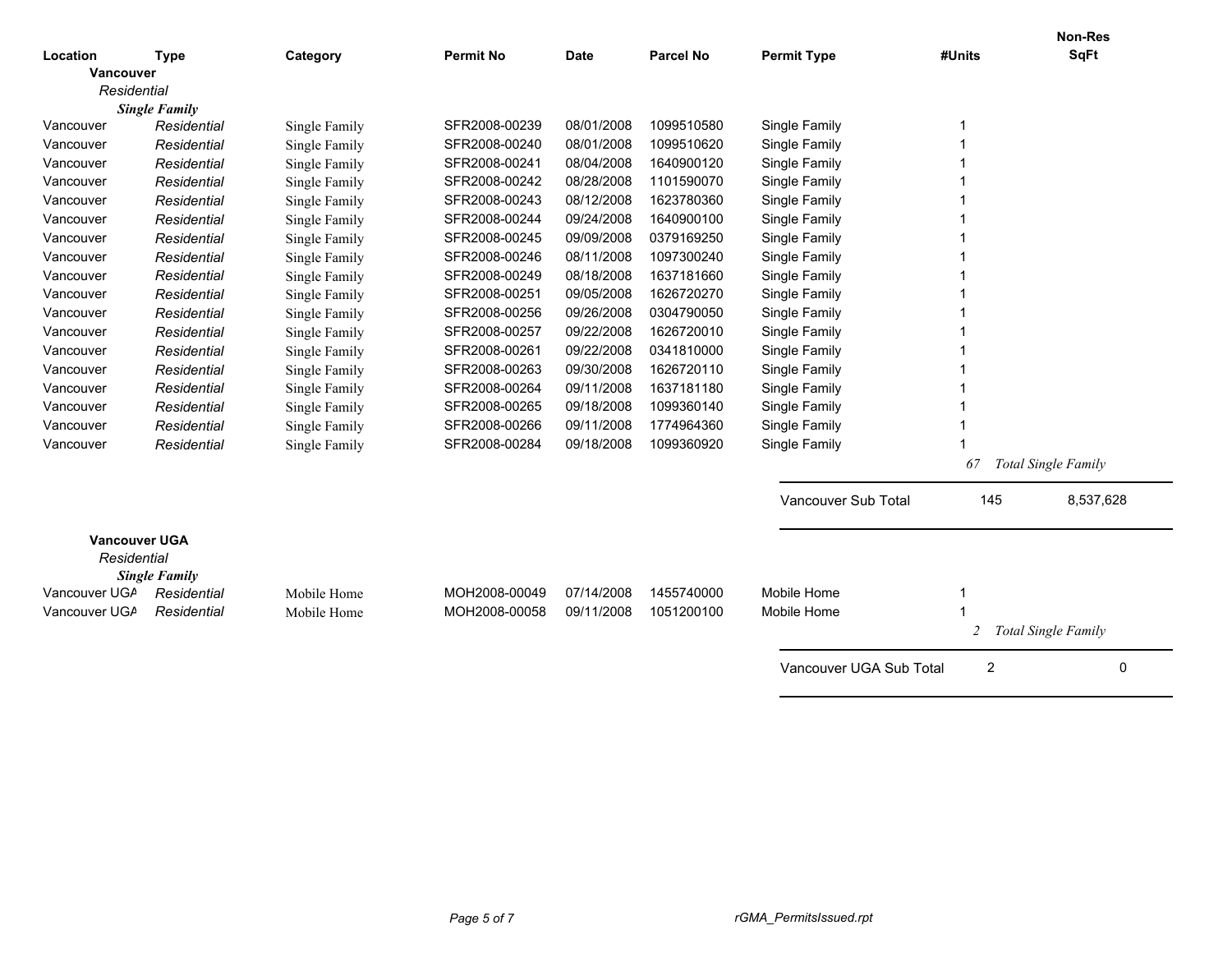| Location | Type | Category | Permit No | Date | Parcel No | Permit Type | #Units | Non-Res SqFt |
|---|---|---|---|---|---|---|---|---|
| **Vancouver** | | | | | | | | |
| *Residential* | | | | | | | | |
| ***Single Family*** | | | | | | | | |
| Vancouver | *Residential* | Single Family | SFR2008-00239 | 08/01/2008 | 1099510580 | Single Family | 1 | |
| Vancouver | *Residential* | Single Family | SFR2008-00240 | 08/01/2008 | 1099510620 | Single Family | 1 | |
| Vancouver | *Residential* | Single Family | SFR2008-00241 | 08/04/2008 | 1640900120 | Single Family | 1 | |
| Vancouver | *Residential* | Single Family | SFR2008-00242 | 08/28/2008 | 1101590070 | Single Family | 1 | |
| Vancouver | *Residential* | Single Family | SFR2008-00243 | 08/12/2008 | 1623780360 | Single Family | 1 | |
| Vancouver | *Residential* | Single Family | SFR2008-00244 | 09/24/2008 | 1640900100 | Single Family | 1 | |
| Vancouver | *Residential* | Single Family | SFR2008-00245 | 09/09/2008 | 0379169250 | Single Family | 1 | |
| Vancouver | *Residential* | Single Family | SFR2008-00246 | 08/11/2008 | 1097300240 | Single Family | 1 | |
| Vancouver | *Residential* | Single Family | SFR2008-00249 | 08/18/2008 | 1637181660 | Single Family | 1 | |
| Vancouver | *Residential* | Single Family | SFR2008-00251 | 09/05/2008 | 1626720270 | Single Family | 1 | |
| Vancouver | *Residential* | Single Family | SFR2008-00256 | 09/26/2008 | 0304790050 | Single Family | 1 | |
| Vancouver | *Residential* | Single Family | SFR2008-00257 | 09/22/2008 | 1626720010 | Single Family | 1 | |
| Vancouver | *Residential* | Single Family | SFR2008-00261 | 09/22/2008 | 0341810000 | Single Family | 1 | |
| Vancouver | *Residential* | Single Family | SFR2008-00263 | 09/30/2008 | 1626720110 | Single Family | 1 | |
| Vancouver | *Residential* | Single Family | SFR2008-00264 | 09/11/2008 | 1637181180 | Single Family | 1 | |
| Vancouver | *Residential* | Single Family | SFR2008-00265 | 09/18/2008 | 1099360140 | Single Family | 1 | |
| Vancouver | *Residential* | Single Family | SFR2008-00266 | 09/11/2008 | 1774964360 | Single Family | 1 | |
| Vancouver | *Residential* | Single Family | SFR2008-00284 | 09/18/2008 | 1099360920 | Single Family | 1 | |
| | | | | | | | *67* | *Total Single Family* |
| | | | | | | Vancouver Sub Total | 145 | 8,537,628 |
| **Vancouver UGA** | | | | | | | | |
| *Residential* | | | | | | | | |
| ***Single Family*** | | | | | | | | |
| Vancouver UGA | *Residential* | Mobile Home | MOH2008-00049 | 07/14/2008 | 1455740000 | Mobile Home | 1 | |
| Vancouver UGA | *Residential* | Mobile Home | MOH2008-00058 | 09/11/2008 | 1051200100 | Mobile Home | 1 | |
| | | | | | | | *2* | *Total Single Family* |
| | | | | | | Vancouver UGA Sub Total | 2 | 0 |

rGMA_PermitsIssued.rpt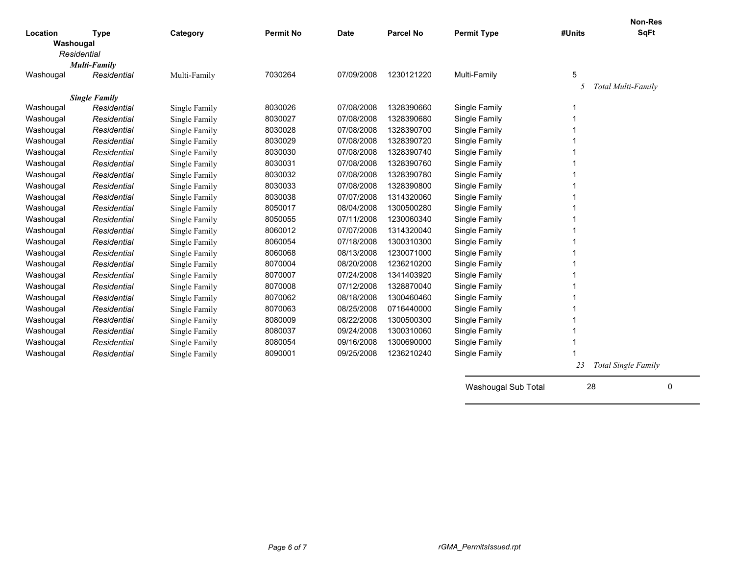| Location | Type | Category | Permit No | Date | Parcel No | Permit Type | #Units | Non-Res SqFt |
|---|---|---|---|---|---|---|---|---|
| **Washougal** | | | | | | | | |
| *Residential* | | | | | | | | |
| ***Multi-Family*** | | | | | | | | |
| Washougal | *Residential* | Multi-Family | 7030264 | 07/09/2008 | 1230121220 | Multi-Family | 5 | |
| | | | | | | | *5* | *Total Multi-Family* |
| ***Single Family*** | | | | | | | | |
| Washougal | *Residential* | Single Family | 8030026 | 07/08/2008 | 1328390660 | Single Family | 1 | |
| Washougal | *Residential* | Single Family | 8030027 | 07/08/2008 | 1328390680 | Single Family | 1 | |
| Washougal | *Residential* | Single Family | 8030028 | 07/08/2008 | 1328390700 | Single Family | 1 | |
| Washougal | *Residential* | Single Family | 8030029 | 07/08/2008 | 1328390720 | Single Family | 1 | |
| Washougal | *Residential* | Single Family | 8030030 | 07/08/2008 | 1328390740 | Single Family | 1 | |
| Washougal | *Residential* | Single Family | 8030031 | 07/08/2008 | 1328390760 | Single Family | 1 | |
| Washougal | *Residential* | Single Family | 8030032 | 07/08/2008 | 1328390780 | Single Family | 1 | |
| Washougal | *Residential* | Single Family | 8030033 | 07/08/2008 | 1328390800 | Single Family | 1 | |
| Washougal | *Residential* | Single Family | 8030038 | 07/07/2008 | 1314320060 | Single Family | 1 | |
| Washougal | *Residential* | Single Family | 8050017 | 08/04/2008 | 1300500280 | Single Family | 1 | |
| Washougal | *Residential* | Single Family | 8050055 | 07/11/2008 | 1230060340 | Single Family | 1 | |
| Washougal | *Residential* | Single Family | 8060012 | 07/07/2008 | 1314320040 | Single Family | 1 | |
| Washougal | *Residential* | Single Family | 8060054 | 07/18/2008 | 1300310300 | Single Family | 1 | |
| Washougal | *Residential* | Single Family | 8060068 | 08/13/2008 | 1230071000 | Single Family | 1 | |
| Washougal | *Residential* | Single Family | 8070004 | 08/20/2008 | 1236210200 | Single Family | 1 | |
| Washougal | *Residential* | Single Family | 8070007 | 07/24/2008 | 1341403920 | Single Family | 1 | |
| Washougal | *Residential* | Single Family | 8070008 | 07/12/2008 | 1328870040 | Single Family | 1 | |
| Washougal | *Residential* | Single Family | 8070062 | 08/18/2008 | 1300460460 | Single Family | 1 | |
| Washougal | *Residential* | Single Family | 8070063 | 08/25/2008 | 0716440000 | Single Family | 1 | |
| Washougal | *Residential* | Single Family | 8080009 | 08/22/2008 | 1300500300 | Single Family | 1 | |
| Washougal | *Residential* | Single Family | 8080037 | 09/24/2008 | 1300310060 | Single Family | 1 | |
| Washougal | *Residential* | Single Family | 8080054 | 09/16/2008 | 1300690000 | Single Family | 1 | |
| Washougal | *Residential* | Single Family | 8090001 | 09/25/2008 | 1236210240 | Single Family | 1 | |
| | | | | | | | *23* | *Total Single Family* |
| | | | | | | Washougal Sub Total | 28 | 0 |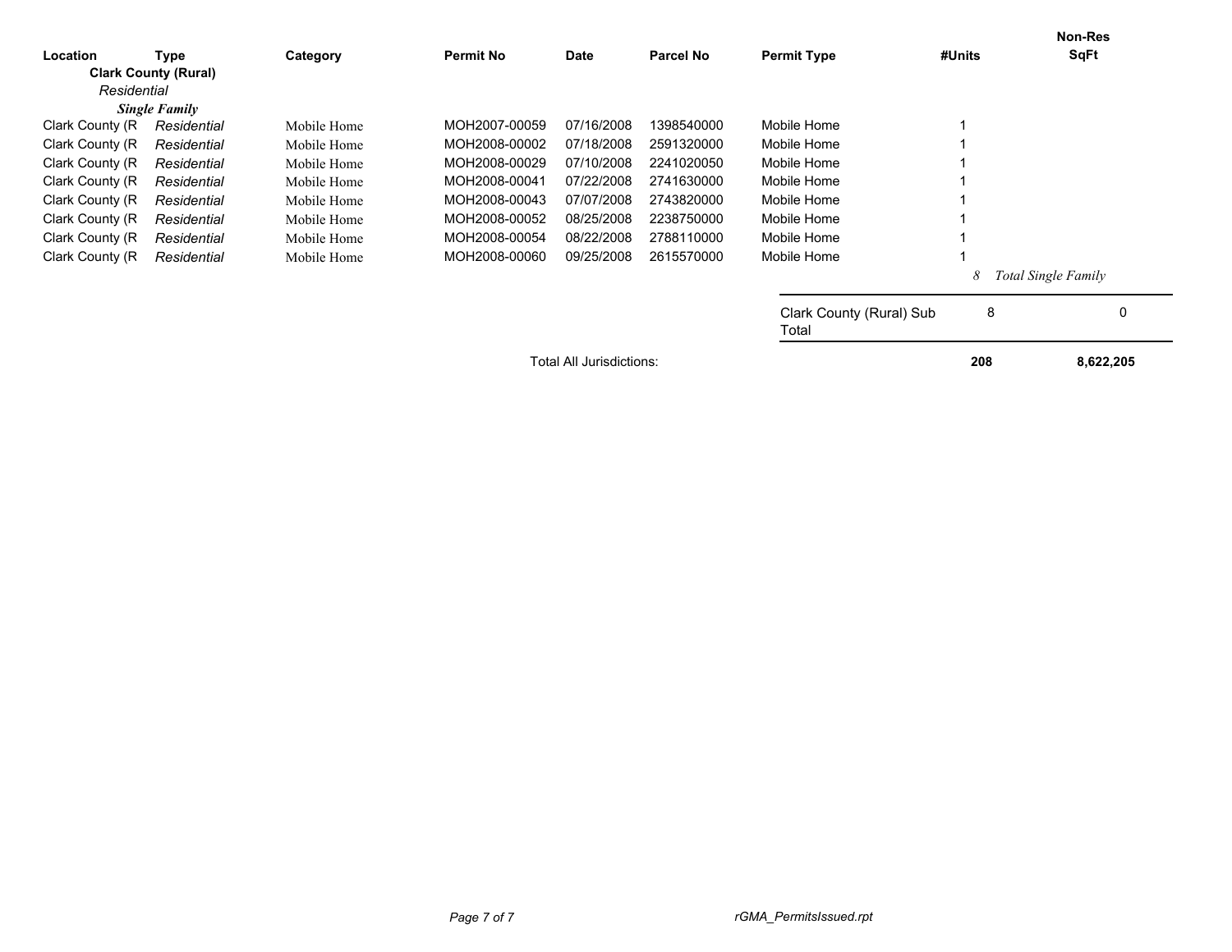| Location | Type | Category | Permit No | Date | Parcel No | Permit Type | #Units | Non-Res SqFt |
|---|---|---|---|---|---|---|---|---|
| **Clark County (Rural)** | | | | | | | | |
| *Residential* | | | | | | | | |
| ***Single Family*** | | | | | | | | |
| Clark County (R | *Residential* | Mobile Home | MOH2007-00059 | 07/16/2008 | 1398540000 | Mobile Home | 1 | |
| Clark County (R | *Residential* | Mobile Home | MOH2008-00002 | 07/18/2008 | 2591320000 | Mobile Home | 1 | |
| Clark County (R | *Residential* | Mobile Home | MOH2008-00029 | 07/10/2008 | 2241020050 | Mobile Home | 1 | |
| Clark County (R | *Residential* | Mobile Home | MOH2008-00041 | 07/22/2008 | 2741630000 | Mobile Home | 1 | |
| Clark County (R | *Residential* | Mobile Home | MOH2008-00043 | 07/07/2008 | 2743820000 | Mobile Home | 1 | |
| Clark County (R | *Residential* | Mobile Home | MOH2008-00052 | 08/25/2008 | 2238750000 | Mobile Home | 1 | |
| Clark County (R | *Residential* | Mobile Home | MOH2008-00054 | 08/22/2008 | 2788110000 | Mobile Home | 1 | |
| Clark County (R | *Residential* | Mobile Home | MOH2008-00060 | 09/25/2008 | 2615570000 | Mobile Home | 1 | |
| | | | | | | | *8* | *Total Single Family* |
| | | | | | | Clark County (Rural) Sub Total | 8 | 0 |
| | | | | Total All Jurisdictions: | | | **208** | **8,622,205** |

rGMA_PermitsIssued.rpt